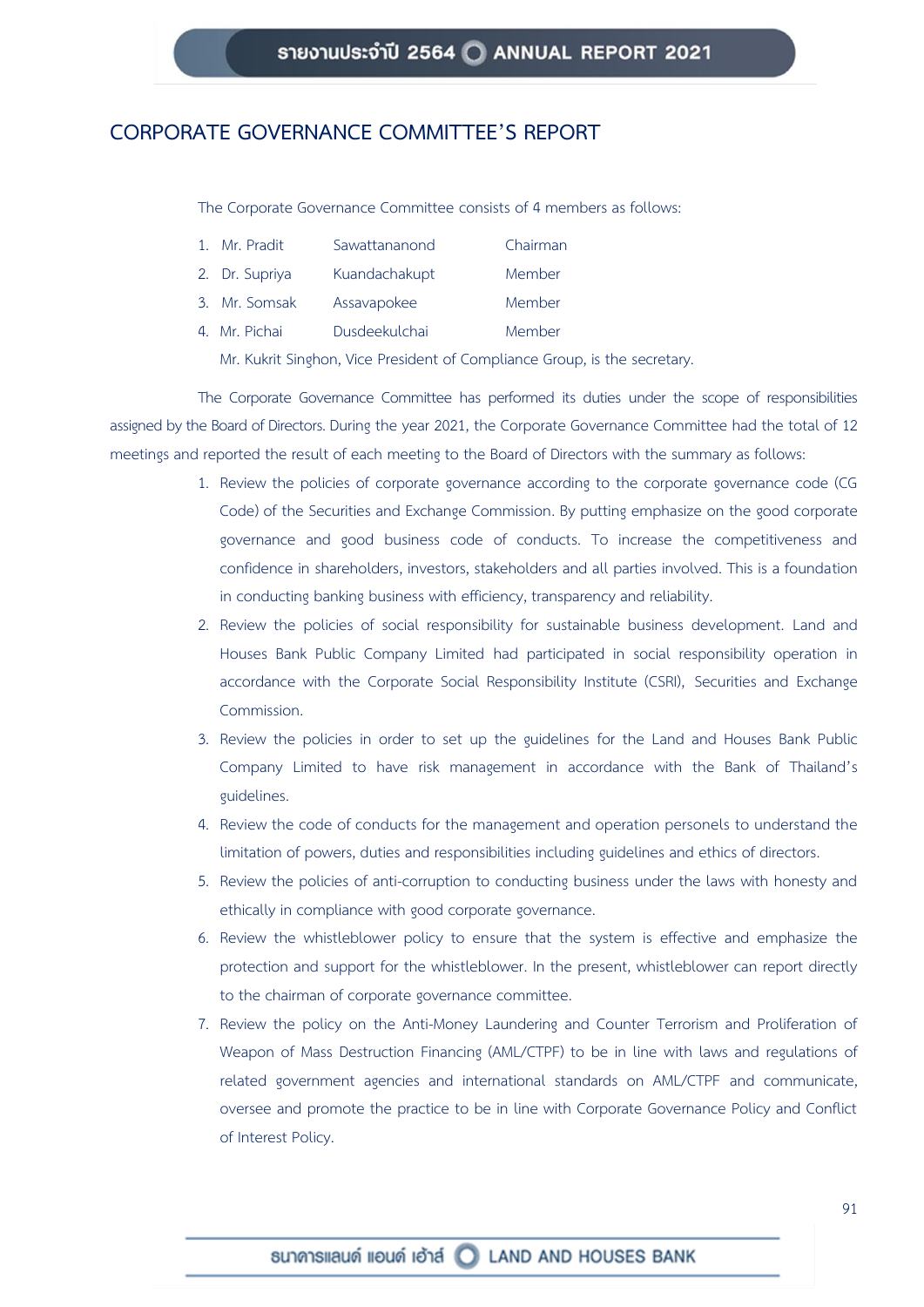# CORPORATE GOVERNANCE COMMITTEE'S REPORT

The Corporate Governance Committee consists of 4 members as follows:

| | | |
|---|---|---|
| 1. Mr. Pradit | Sawattananond | Chairman |
| 2. Dr. Supriya | Kuandachakupt | Member |
| 3. Mr. Somsak | Assavapokee | Member |
| 4. Mr. Pichai | Dusdeekulchai | Member |

Mr. Kukrit Singhon, Vice President of Compliance Group, is the secretary.

The Corporate Governance Committee has performed its duties under the scope of responsibilities assigned by the Board of Directors. During the year 2021, the Corporate Governance Committee had the total of 12 meetings and reported the result of each meeting to the Board of Directors with the summary as follows:

1. Review the policies of corporate governance according to the corporate governance code (CG Code) of the Securities and Exchange Commission. By putting emphasize on the good corporate governance and good business code of conducts. To increase the competitiveness and confidence in shareholders, investors, stakeholders and all parties involved. This is a foundation in conducting banking business with efficiency, transparency and reliability.
2. Review the policies of social responsibility for sustainable business development. Land and Houses Bank Public Company Limited had participated in social responsibility operation in accordance with the Corporate Social Responsibility Institute (CSRI), Securities and Exchange Commission.
3. Review the policies in order to set up the guidelines for the Land and Houses Bank Public Company Limited to have risk management in accordance with the Bank of Thailand's guidelines.
4. Review the code of conducts for the management and operation personels to understand the limitation of powers, duties and responsibilities including guidelines and ethics of directors.
5. Review the policies of anti-corruption to conducting business under the laws with honesty and ethically in compliance with good corporate governance.
6. Review the whistleblower policy to ensure that the system is effective and emphasize the protection and support for the whistleblower. In the present, whistleblower can report directly to the chairman of corporate governance committee.
7. Review the policy on the Anti-Money Laundering and Counter Terrorism and Proliferation of Weapon of Mass Destruction Financing (AML/CTPF) to be in line with laws and regulations of related government agencies and international standards on AML/CTPF and communicate, oversee and promote the practice to be in line with Corporate Governance Policy and Conflict of Interest Policy.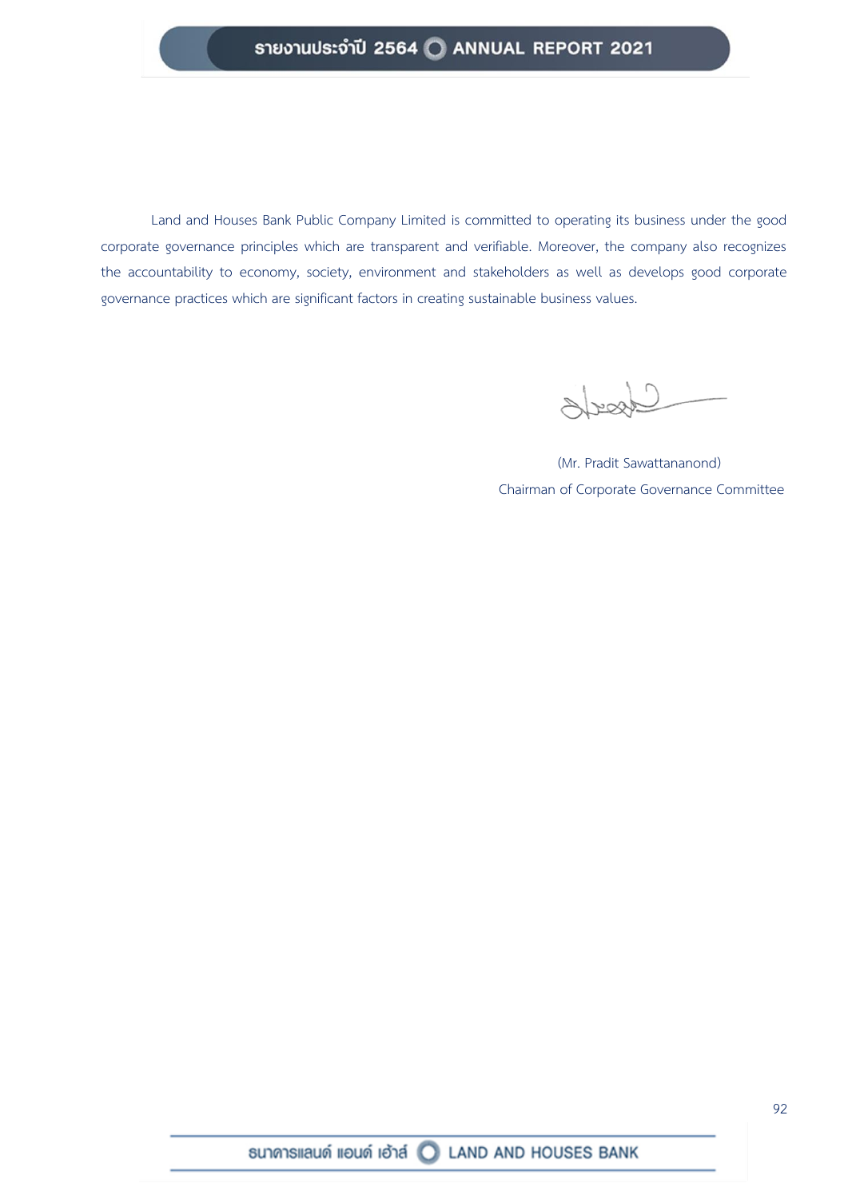Land and Houses Bank Public Company Limited is committed to operating its business under the good corporate governance principles which are transparent and verifiable. Moreover, the company also recognizes the accountability to economy, society, environment and stakeholders as well as develops good corporate governance practices which are significant factors in creating sustainable business values.

(Mr. Pradit Sawattananond)
Chairman of Corporate Governance Committee